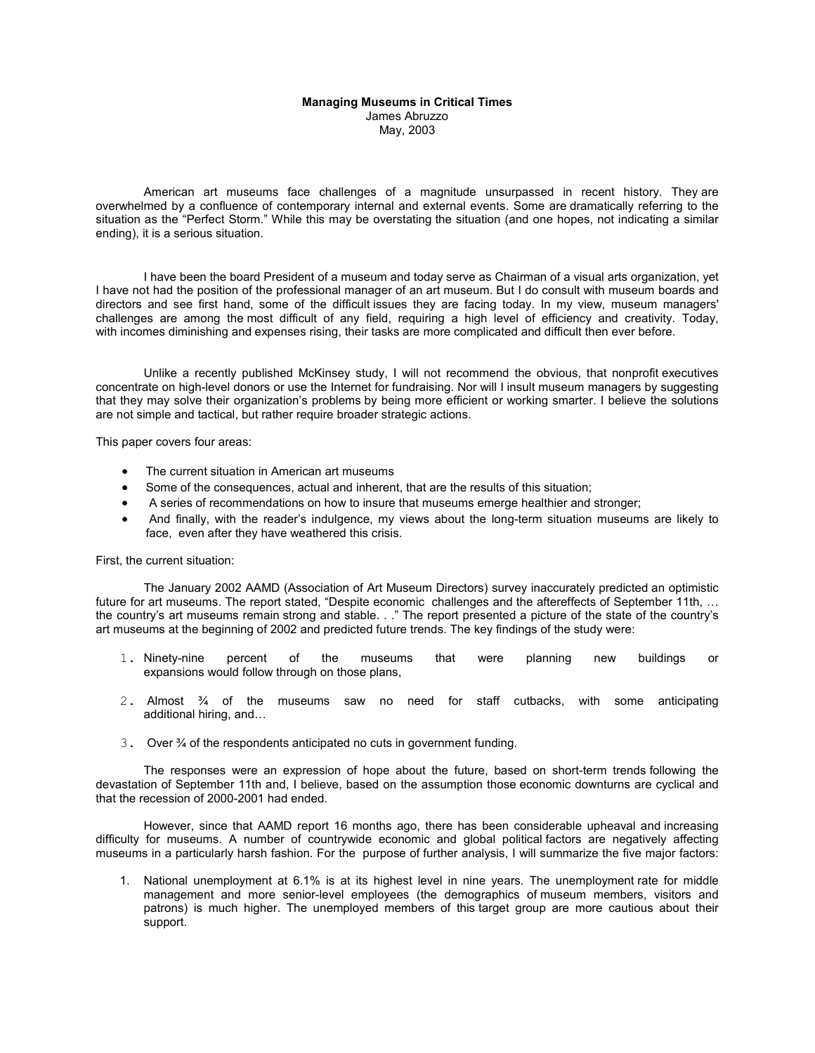**Managing Museums in Critical Times**
James Abruzzo
May, 2003

American art museums face challenges of a magnitude unsurpassed in recent history. They are overwhelmed by a confluence of contemporary internal and external events. Some are dramatically referring to the situation as the "Perfect Storm." While this may be overstating the situation (and one hopes, not indicating a similar ending), it is a serious situation.

I have been the board President of a museum and today serve as Chairman of a visual arts organization, yet I have not had the position of the professional manager of an art museum. But I do consult with museum boards and directors and see first hand, some of the difficult issues they are facing today. In my view, museum managers' challenges are among the most difficult of any field, requiring a high level of efficiency and creativity. Today, with incomes diminishing and expenses rising, their tasks are more complicated and difficult then ever before.

Unlike a recently published McKinsey study, I will not recommend the obvious, that nonprofit executives concentrate on high-level donors or use the Internet for fundraising. Nor will I insult museum managers by suggesting that they may solve their organization's problems by being more efficient or working smarter. I believe the solutions are not simple and tactical, but rather require broader strategic actions.

This paper covers four areas:

- The current situation in American art museums
- Some of the consequences, actual and inherent, that are the results of this situation;
- A series of recommendations on how to insure that museums emerge healthier and stronger;
- And finally, with the reader's indulgence, my views about the long-term situation museums are likely to face, even after they have weathered this crisis.

First, the current situation:

The January 2002 AAMD (Association of Art Museum Directors) survey inaccurately predicted an optimistic future for art museums. The report stated, "Despite economic challenges and the aftereffects of September 11th, … the country's art museums remain strong and stable. . ." The report presented a picture of the state of the country's art museums at the beginning of 2002 and predicted future trends. The key findings of the study were:

1. Ninety-nine percent of the museums that were planning new buildings or expansions would follow through on those plans,
2. Almost ¾ of the museums saw no need for staff cutbacks, with some anticipating additional hiring, and…
3. Over ¾ of the respondents anticipated no cuts in government funding.

The responses were an expression of hope about the future, based on short-term trends following the devastation of September 11th and, I believe, based on the assumption those economic downturns are cyclical and that the recession of 2000-2001 had ended.

However, since that AAMD report 16 months ago, there has been considerable upheaval and increasing difficulty for museums. A number of countrywide economic and global political factors are negatively affecting museums in a particularly harsh fashion. For the purpose of further analysis, I will summarize the five major factors:

1. National unemployment at 6.1% is at its highest level in nine years. The unemployment rate for middle management and more senior-level employees (the demographics of museum members, visitors and patrons) is much higher. The unemployed members of this target group are more cautious about their support.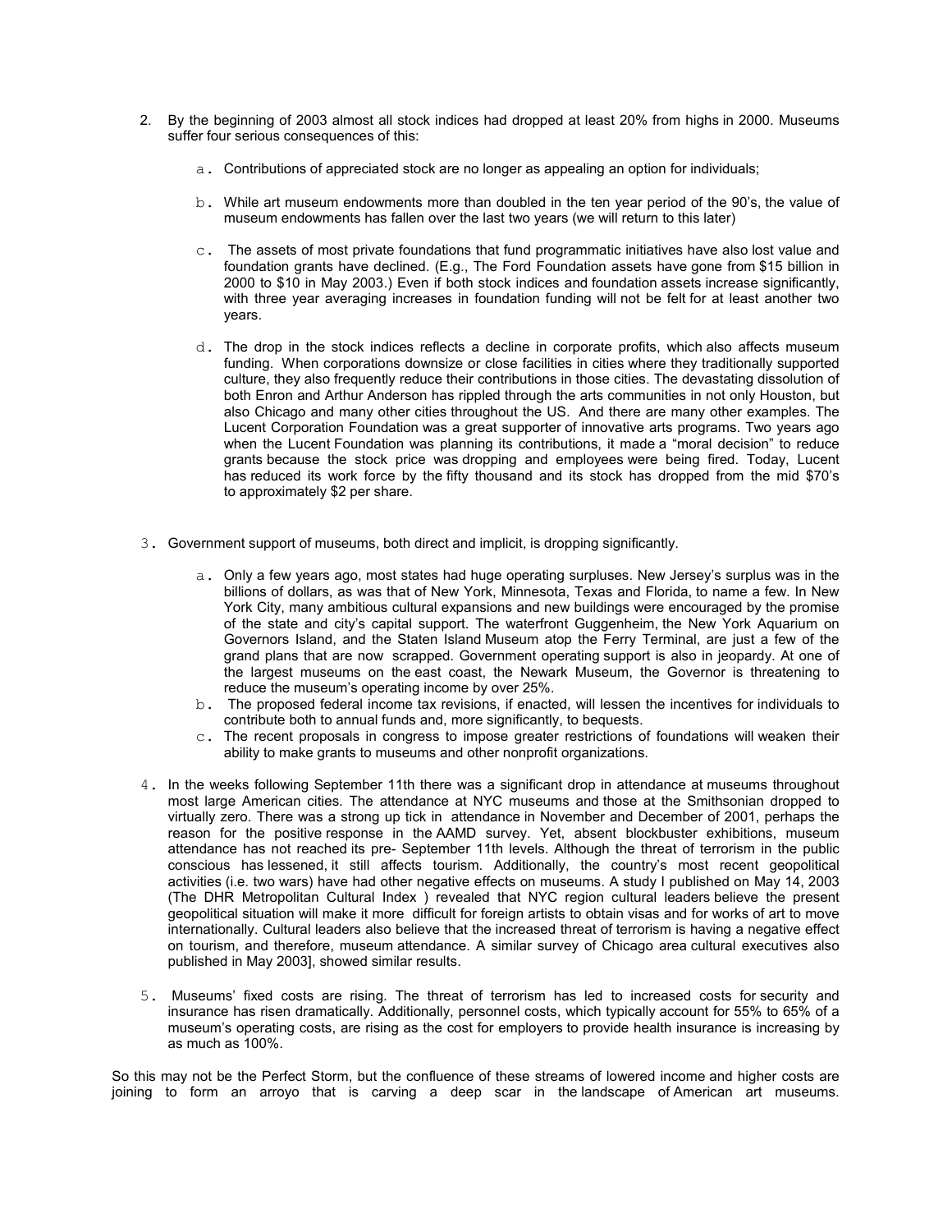2. By the beginning of 2003 almost all stock indices had dropped at least 20% from highs in 2000. Museums suffer four serious consequences of this:

    a. Contributions of appreciated stock are no longer as appealing an option for individuals;

    b. While art museum endowments more than doubled in the ten year period of the 90's, the value of museum endowments has fallen over the last two years (we will return to this later)

    c. The assets of most private foundations that fund programmatic initiatives have also lost value and foundation grants have declined. (E.g., The Ford Foundation assets have gone from $15 billion in 2000 to $10 in May 2003.) Even if both stock indices and foundation assets increase significantly, with three year averaging increases in foundation funding will not be felt for at least another two years.

    d. The drop in the stock indices reflects a decline in corporate profits, which also affects museum funding. When corporations downsize or close facilities in cities where they traditionally supported culture, they also frequently reduce their contributions in those cities. The devastating dissolution of both Enron and Arthur Anderson has rippled through the arts communities in not only Houston, but also Chicago and many other cities throughout the US. And there are many other examples. The Lucent Corporation Foundation was a great supporter of innovative arts programs. Two years ago when the Lucent Foundation was planning its contributions, it made a "moral decision" to reduce grants because the stock price was dropping and employees were being fired. Today, Lucent has reduced its work force by the fifty thousand and its stock has dropped from the mid $70's to approximately $2 per share.

3. Government support of museums, both direct and implicit, is dropping significantly.

    a. Only a few years ago, most states had huge operating surpluses. New Jersey's surplus was in the billions of dollars, as was that of New York, Minnesota, Texas and Florida, to name a few. In New York City, many ambitious cultural expansions and new buildings were encouraged by the promise of the state and city's capital support. The waterfront Guggenheim, the New York Aquarium on Governors Island, and the Staten Island Museum atop the Ferry Terminal, are just a few of the grand plans that are now scrapped. Government operating support is also in jeopardy. At one of the largest museums on the east coast, the Newark Museum, the Governor is threatening to reduce the museum's operating income by over 25%.
    b. The proposed federal income tax revisions, if enacted, will lessen the incentives for individuals to contribute both to annual funds and, more significantly, to bequests.
    c. The recent proposals in congress to impose greater restrictions of foundations will weaken their ability to make grants to museums and other nonprofit organizations.

4. In the weeks following September 11th there was a significant drop in attendance at museums throughout most large American cities. The attendance at NYC museums and those at the Smithsonian dropped to virtually zero. There was a strong up tick in attendance in November and December of 2001, perhaps the reason for the positive response in the AAMD survey. Yet, absent blockbuster exhibitions, museum attendance has not reached its pre- September 11th levels. Although the threat of terrorism in the public conscious has lessened, it still affects tourism. Additionally, the country's most recent geopolitical activities (i.e. two wars) have had other negative effects on museums. A study I published on May 14, 2003 (The DHR Metropolitan Cultural Index ) revealed that NYC region cultural leaders believe the present geopolitical situation will make it more difficult for foreign artists to obtain visas and for works of art to move internationally. Cultural leaders also believe that the increased threat of terrorism is having a negative effect on tourism, and therefore, museum attendance. A similar survey of Chicago area cultural executives also published in May 2003], showed similar results.

5. Museums' fixed costs are rising. The threat of terrorism has led to increased costs for security and insurance has risen dramatically. Additionally, personnel costs, which typically account for 55% to 65% of a museum's operating costs, are rising as the cost for employers to provide health insurance is increasing by as much as 100%.

So this may not be the Perfect Storm, but the confluence of these streams of lowered income and higher costs are joining to form an arroyo that is carving a deep scar in the landscape of American art museums.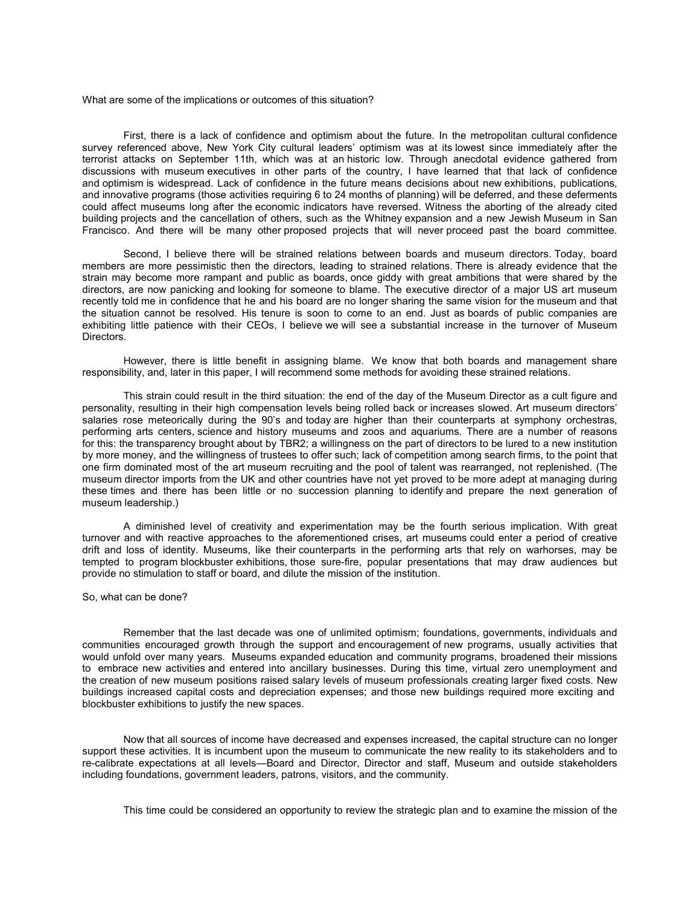What are some of the implications or outcomes of this situation?

First, there is a lack of confidence and optimism about the future. In the metropolitan cultural confidence survey referenced above, New York City cultural leaders' optimism was at its lowest since immediately after the terrorist attacks on September 11th, which was at an historic low. Through anecdotal evidence gathered from discussions with museum executives in other parts of the country, I have learned that that lack of confidence and optimism is widespread. Lack of confidence in the future means decisions about new exhibitions, publications, and innovative programs (those activities requiring 6 to 24 months of planning) will be deferred, and these deferments could affect museums long after the economic indicators have reversed. Witness the aborting of the already cited building projects and the cancellation of others, such as the Whitney expansion and a new Jewish Museum in San Francisco. And there will be many other proposed projects that will never proceed past the board committee.

Second, I believe there will be strained relations between boards and museum directors. Today, board members are more pessimistic then the directors, leading to strained relations. There is already evidence that the strain may become more rampant and public as boards, once giddy with great ambitions that were shared by the directors, are now panicking and looking for someone to blame. The executive director of a major US art museum recently told me in confidence that he and his board are no longer sharing the same vision for the museum and that the situation cannot be resolved. His tenure is soon to come to an end. Just as boards of public companies are exhibiting little patience with their CEOs, I believe we will see a substantial increase in the turnover of Museum Directors.

However, there is little benefit in assigning blame. We know that both boards and management share responsibility, and, later in this paper, I will recommend some methods for avoiding these strained relations.

This strain could result in the third situation: the end of the day of the Museum Director as a cult figure and personality, resulting in their high compensation levels being rolled back or increases slowed. Art museum directors' salaries rose meteorically during the 90's and today are higher than their counterparts at symphony orchestras, performing arts centers, science and history museums and zoos and aquariums. There are a number of reasons for this: the transparency brought about by TBR2; a willingness on the part of directors to be lured to a new institution by more money, and the willingness of trustees to offer such; lack of competition among search firms, to the point that one firm dominated most of the art museum recruiting and the pool of talent was rearranged, not replenished. (The museum director imports from the UK and other countries have not yet proved to be more adept at managing during these times and there has been little or no succession planning to identify and prepare the next generation of museum leadership.)

A diminished level of creativity and experimentation may be the fourth serious implication. With great turnover and with reactive approaches to the aforementioned crises, art museums could enter a period of creative drift and loss of identity. Museums, like their counterparts in the performing arts that rely on warhorses, may be tempted to program blockbuster exhibitions, those sure-fire, popular presentations that may draw audiences but provide no stimulation to staff or board, and dilute the mission of the institution.

So, what can be done?

Remember that the last decade was one of unlimited optimism; foundations, governments, individuals and communities encouraged growth through the support and encouragement of new programs, usually activities that would unfold over many years. Museums expanded education and community programs, broadened their missions to embrace new activities and entered into ancillary businesses. During this time, virtual zero unemployment and the creation of new museum positions raised salary levels of museum professionals creating larger fixed costs. New buildings increased capital costs and depreciation expenses; and those new buildings required more exciting and blockbuster exhibitions to justify the new spaces.

Now that all sources of income have decreased and expenses increased, the capital structure can no longer support these activities. It is incumbent upon the museum to communicate the new reality to its stakeholders and to re-calibrate expectations at all levels—Board and Director, Director and staff, Museum and outside stakeholders including foundations, government leaders, patrons, visitors, and the community.

This time could be considered an opportunity to review the strategic plan and to examine the mission of the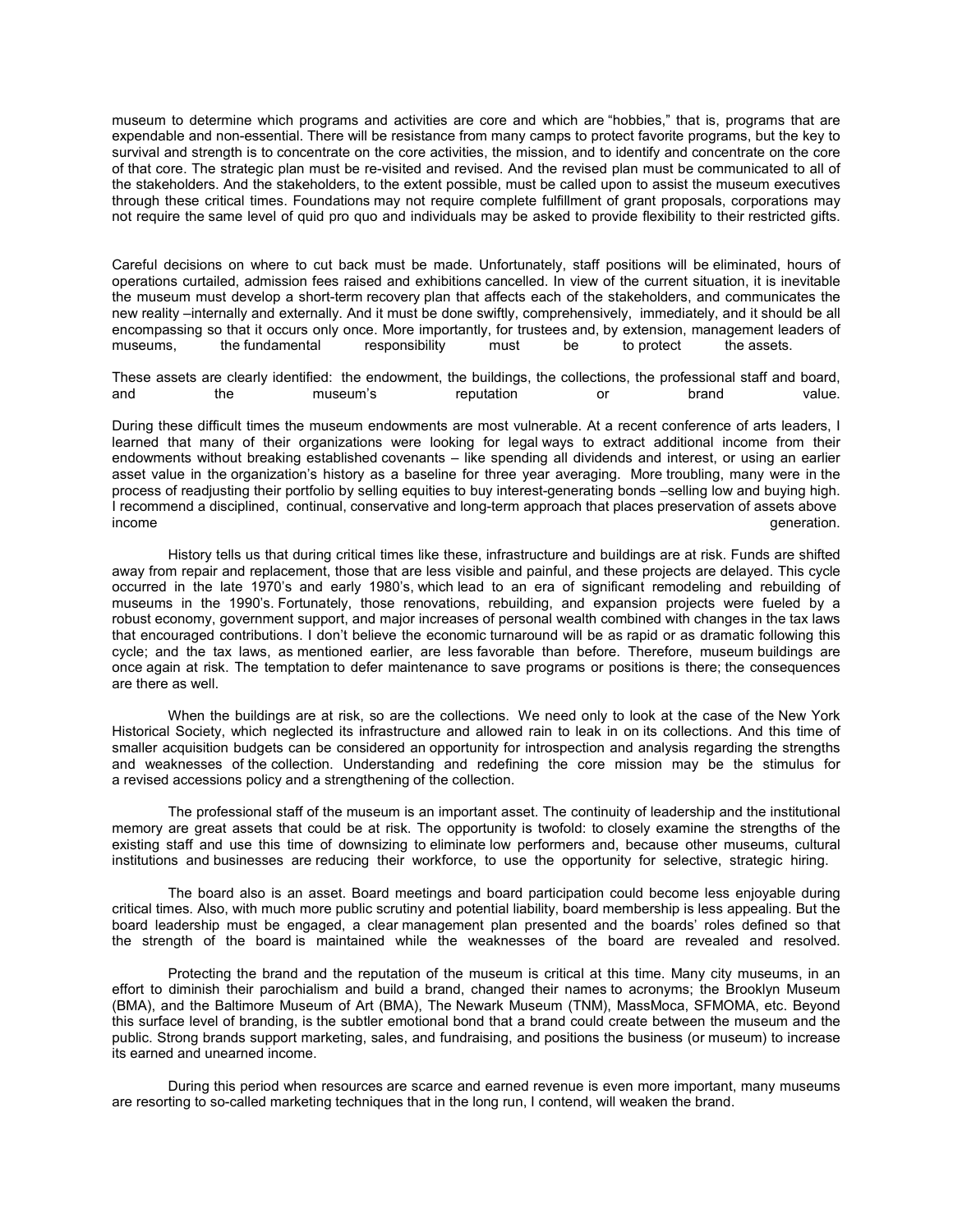museum to determine which programs and activities are core and which are "hobbies," that is, programs that are expendable and non-essential. There will be resistance from many camps to protect favorite programs, but the key to survival and strength is to concentrate on the core activities, the mission, and to identify and concentrate on the core of that core. The strategic plan must be re-visited and revised. And the revised plan must be communicated to all of the stakeholders. And the stakeholders, to the extent possible, must be called upon to assist the museum executives through these critical times. Foundations may not require complete fulfillment of grant proposals, corporations may not require the same level of quid pro quo and individuals may be asked to provide flexibility to their restricted gifts.

Careful decisions on where to cut back must be made. Unfortunately, staff positions will be eliminated, hours of operations curtailed, admission fees raised and exhibitions cancelled. In view of the current situation, it is inevitable the museum must develop a short-term recovery plan that affects each of the stakeholders, and communicates the new reality –internally and externally. And it must be done swiftly, comprehensively, immediately, and it should be all encompassing so that it occurs only once. More importantly, for trustees and, by extension, management leaders of museums, the fundamental responsibility must be to protect the assets.

These assets are clearly identified: the endowment, the buildings, the collections, the professional staff and board, and the museum's reputation or brand value.

During these difficult times the museum endowments are most vulnerable. At a recent conference of arts leaders, I learned that many of their organizations were looking for legal ways to extract additional income from their endowments without breaking established covenants – like spending all dividends and interest, or using an earlier asset value in the organization's history as a baseline for three year averaging. More troubling, many were in the process of readjusting their portfolio by selling equities to buy interest-generating bonds –selling low and buying high. I recommend a disciplined, continual, conservative and long-term approach that places preservation of assets above income generation.

History tells us that during critical times like these, infrastructure and buildings are at risk. Funds are shifted away from repair and replacement, those that are less visible and painful, and these projects are delayed. This cycle occurred in the late 1970's and early 1980's, which lead to an era of significant remodeling and rebuilding of museums in the 1990's. Fortunately, those renovations, rebuilding, and expansion projects were fueled by a robust economy, government support, and major increases of personal wealth combined with changes in the tax laws that encouraged contributions. I don't believe the economic turnaround will be as rapid or as dramatic following this cycle; and the tax laws, as mentioned earlier, are less favorable than before. Therefore, museum buildings are once again at risk. The temptation to defer maintenance to save programs or positions is there; the consequences are there as well.

When the buildings are at risk, so are the collections. We need only to look at the case of the New York Historical Society, which neglected its infrastructure and allowed rain to leak in on its collections. And this time of smaller acquisition budgets can be considered an opportunity for introspection and analysis regarding the strengths and weaknesses of the collection. Understanding and redefining the core mission may be the stimulus for a revised accessions policy and a strengthening of the collection.

The professional staff of the museum is an important asset. The continuity of leadership and the institutional memory are great assets that could be at risk. The opportunity is twofold: to closely examine the strengths of the existing staff and use this time of downsizing to eliminate low performers and, because other museums, cultural institutions and businesses are reducing their workforce, to use the opportunity for selective, strategic hiring.

The board also is an asset. Board meetings and board participation could become less enjoyable during critical times. Also, with much more public scrutiny and potential liability, board membership is less appealing. But the board leadership must be engaged, a clear management plan presented and the boards' roles defined so that the strength of the board is maintained while the weaknesses of the board are revealed and resolved.

Protecting the brand and the reputation of the museum is critical at this time. Many city museums, in an effort to diminish their parochialism and build a brand, changed their names to acronyms; the Brooklyn Museum (BMA), and the Baltimore Museum of Art (BMA), The Newark Museum (TNM), MassMoca, SFMOMA, etc. Beyond this surface level of branding, is the subtler emotional bond that a brand could create between the museum and the public. Strong brands support marketing, sales, and fundraising, and positions the business (or museum) to increase its earned and unearned income.

During this period when resources are scarce and earned revenue is even more important, many museums are resorting to so-called marketing techniques that in the long run, I contend, will weaken the brand.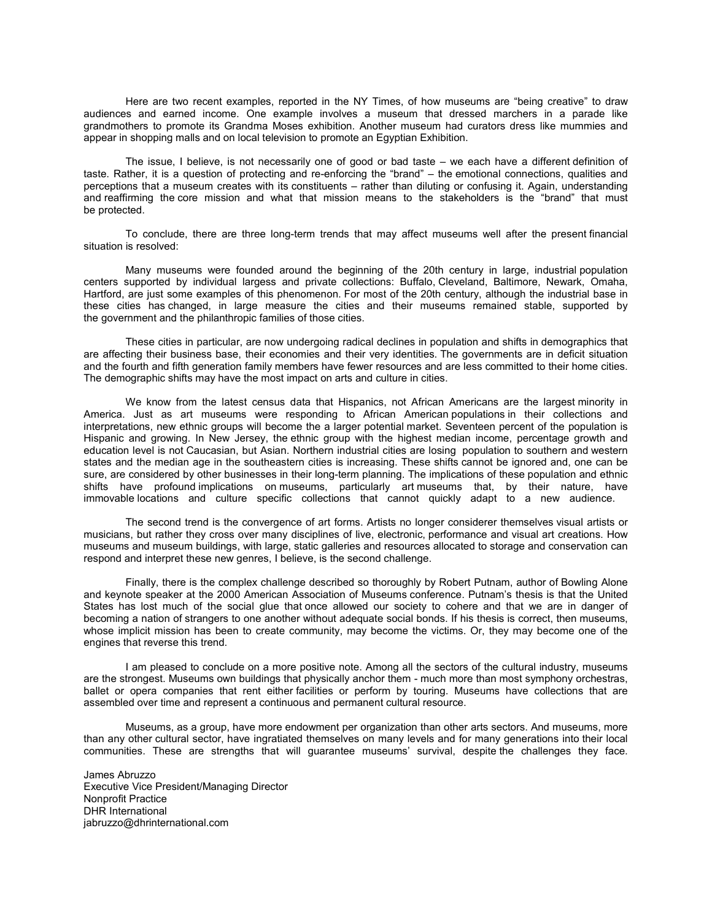Here are two recent examples, reported in the NY Times, of how museums are "being creative" to draw audiences and earned income. One example involves a museum that dressed marchers in a parade like grandmothers to promote its Grandma Moses exhibition. Another museum had curators dress like mummies and appear in shopping malls and on local television to promote an Egyptian Exhibition.

The issue, I believe, is not necessarily one of good or bad taste – we each have a different definition of taste. Rather, it is a question of protecting and re-enforcing the "brand" – the emotional connections, qualities and perceptions that a museum creates with its constituents – rather than diluting or confusing it. Again, understanding and reaffirming the core mission and what that mission means to the stakeholders is the "brand" that must be protected.

To conclude, there are three long-term trends that may affect museums well after the present financial situation is resolved:

Many museums were founded around the beginning of the 20th century in large, industrial population centers supported by individual largess and private collections: Buffalo, Cleveland, Baltimore, Newark, Omaha, Hartford, are just some examples of this phenomenon. For most of the 20th century, although the industrial base in these cities has changed, in large measure the cities and their museums remained stable, supported by the government and the philanthropic families of those cities.

These cities in particular, are now undergoing radical declines in population and shifts in demographics that are affecting their business base, their economies and their very identities. The governments are in deficit situation and the fourth and fifth generation family members have fewer resources and are less committed to their home cities. The demographic shifts may have the most impact on arts and culture in cities.

We know from the latest census data that Hispanics, not African Americans are the largest minority in America. Just as art museums were responding to African American populations in their collections and interpretations, new ethnic groups will become the a larger potential market. Seventeen percent of the population is Hispanic and growing. In New Jersey, the ethnic group with the highest median income, percentage growth and education level is not Caucasian, but Asian. Northern industrial cities are losing population to southern and western states and the median age in the southeastern cities is increasing. These shifts cannot be ignored and, one can be sure, are considered by other businesses in their long-term planning. The implications of these population and ethnic shifts have profound implications on museums, particularly art museums that, by their nature, have immovable locations and culture specific collections that cannot quickly adapt to a new audience.

The second trend is the convergence of art forms. Artists no longer considerer themselves visual artists or musicians, but rather they cross over many disciplines of live, electronic, performance and visual art creations. How museums and museum buildings, with large, static galleries and resources allocated to storage and conservation can respond and interpret these new genres, I believe, is the second challenge.

Finally, there is the complex challenge described so thoroughly by Robert Putnam, author of Bowling Alone and keynote speaker at the 2000 American Association of Museums conference. Putnam's thesis is that the United States has lost much of the social glue that once allowed our society to cohere and that we are in danger of becoming a nation of strangers to one another without adequate social bonds. If his thesis is correct, then museums, whose implicit mission has been to create community, may become the victims. Or, they may become one of the engines that reverse this trend.

I am pleased to conclude on a more positive note. Among all the sectors of the cultural industry, museums are the strongest. Museums own buildings that physically anchor them - much more than most symphony orchestras, ballet or opera companies that rent either facilities or perform by touring. Museums have collections that are assembled over time and represent a continuous and permanent cultural resource.

Museums, as a group, have more endowment per organization than other arts sectors. And museums, more than any other cultural sector, have ingratiated themselves on many levels and for many generations into their local communities. These are strengths that will guarantee museums' survival, despite the challenges they face.

James Abruzzo
Executive Vice President/Managing Director
Nonprofit Practice
DHR International
jabruzzo@dhrinternational.com